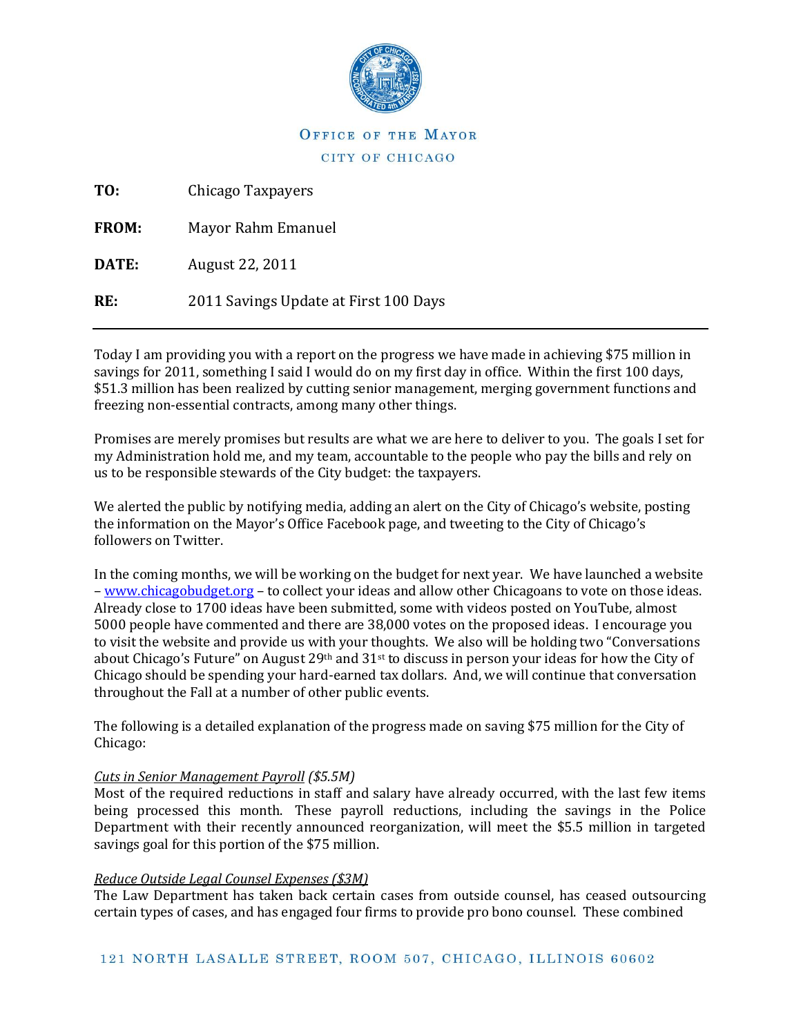OFFICE OF THE MAYOR

CITY OF CHICAGO

**TO:** Chicago Taxpayers

**FROM:** Mayor Rahm Emanuel

**DATE:** August 22, 2011

**RE:** 2011 Savings Update at First 100 Days

---

Today I am providing you with a report on the progress we have made in achieving $75 million in savings for 2011, something I said I would do on my first day in office. Within the first 100 days, $51.3 million has been realized by cutting senior management, merging government functions and freezing non-essential contracts, among many other things.

Promises are merely promises but results are what we are here to deliver to you. The goals I set for my Administration hold me, and my team, accountable to the people who pay the bills and rely on us to be responsible stewards of the City budget: the taxpayers.

We alerted the public by notifying media, adding an alert on the City of Chicago's website, posting the information on the Mayor's Office Facebook page, and tweeting to the City of Chicago's followers on Twitter.

In the coming months, we will be working on the budget for next year. We have launched a website – www.chicagobudget.org – to collect your ideas and allow other Chicagoans to vote on those ideas. Already close to 1700 ideas have been submitted, some with videos posted on YouTube, almost 5000 people have commented and there are 38,000 votes on the proposed ideas. I encourage you to visit the website and provide us with your thoughts. We also will be holding two "Conversations about Chicago's Future" on August 29th and 31st to discuss in person your ideas for how the City of Chicago should be spending your hard-earned tax dollars. And, we will continue that conversation throughout the Fall at a number of other public events.

The following is a detailed explanation of the progress made on saving $75 million for the City of Chicago:

*Cuts in Senior Management Payroll ($5.5M)*
Most of the required reductions in staff and salary have already occurred, with the last few items being processed this month. These payroll reductions, including the savings in the Police Department with their recently announced reorganization, will meet the $5.5 million in targeted savings goal for this portion of the $75 million.

*Reduce Outside Legal Counsel Expenses ($3M)*
The Law Department has taken back certain cases from outside counsel, has ceased outsourcing certain types of cases, and has engaged four firms to provide pro bono counsel. These combined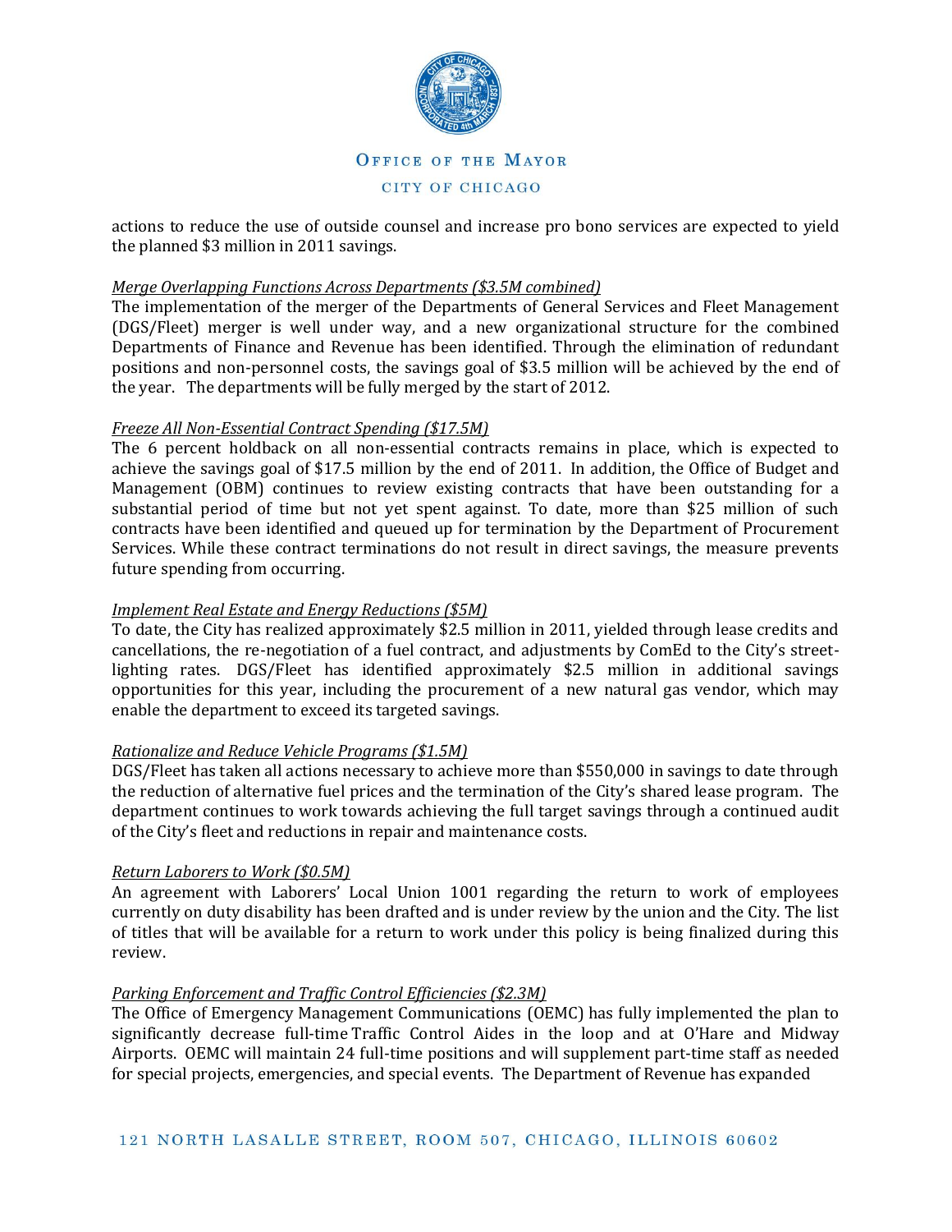actions to reduce the use of outside counsel and increase pro bono services are expected to yield the planned $3 million in 2011 savings.

*Merge Overlapping Functions Across Departments ($3.5M combined)*

The implementation of the merger of the Departments of General Services and Fleet Management (DGS/Fleet) merger is well under way, and a new organizational structure for the combined Departments of Finance and Revenue has been identified. Through the elimination of redundant positions and non-personnel costs, the savings goal of $3.5 million will be achieved by the end of the year. The departments will be fully merged by the start of 2012.

*Freeze All Non-Essential Contract Spending ($17.5M)*

The 6 percent holdback on all non-essential contracts remains in place, which is expected to achieve the savings goal of $17.5 million by the end of 2011. In addition, the Office of Budget and Management (OBM) continues to review existing contracts that have been outstanding for a substantial period of time but not yet spent against. To date, more than $25 million of such contracts have been identified and queued up for termination by the Department of Procurement Services. While these contract terminations do not result in direct savings, the measure prevents future spending from occurring.

*Implement Real Estate and Energy Reductions ($5M)*

To date, the City has realized approximately $2.5 million in 2011, yielded through lease credits and cancellations, the re-negotiation of a fuel contract, and adjustments by ComEd to the City's street-lighting rates. DGS/Fleet has identified approximately $2.5 million in additional savings opportunities for this year, including the procurement of a new natural gas vendor, which may enable the department to exceed its targeted savings.

*Rationalize and Reduce Vehicle Programs ($1.5M)*

DGS/Fleet has taken all actions necessary to achieve more than $550,000 in savings to date through the reduction of alternative fuel prices and the termination of the City's shared lease program. The department continues to work towards achieving the full target savings through a continued audit of the City's fleet and reductions in repair and maintenance costs.

*Return Laborers to Work ($0.5M)*

An agreement with Laborers' Local Union 1001 regarding the return to work of employees currently on duty disability has been drafted and is under review by the union and the City. The list of titles that will be available for a return to work under this policy is being finalized during this review.

*Parking Enforcement and Traffic Control Efficiencies ($2.3M)*

The Office of Emergency Management Communications (OEMC) has fully implemented the plan to significantly decrease full-time Traffic Control Aides in the loop and at O'Hare and Midway Airports. OEMC will maintain 24 full-time positions and will supplement part-time staff as needed for special projects, emergencies, and special events. The Department of Revenue has expanded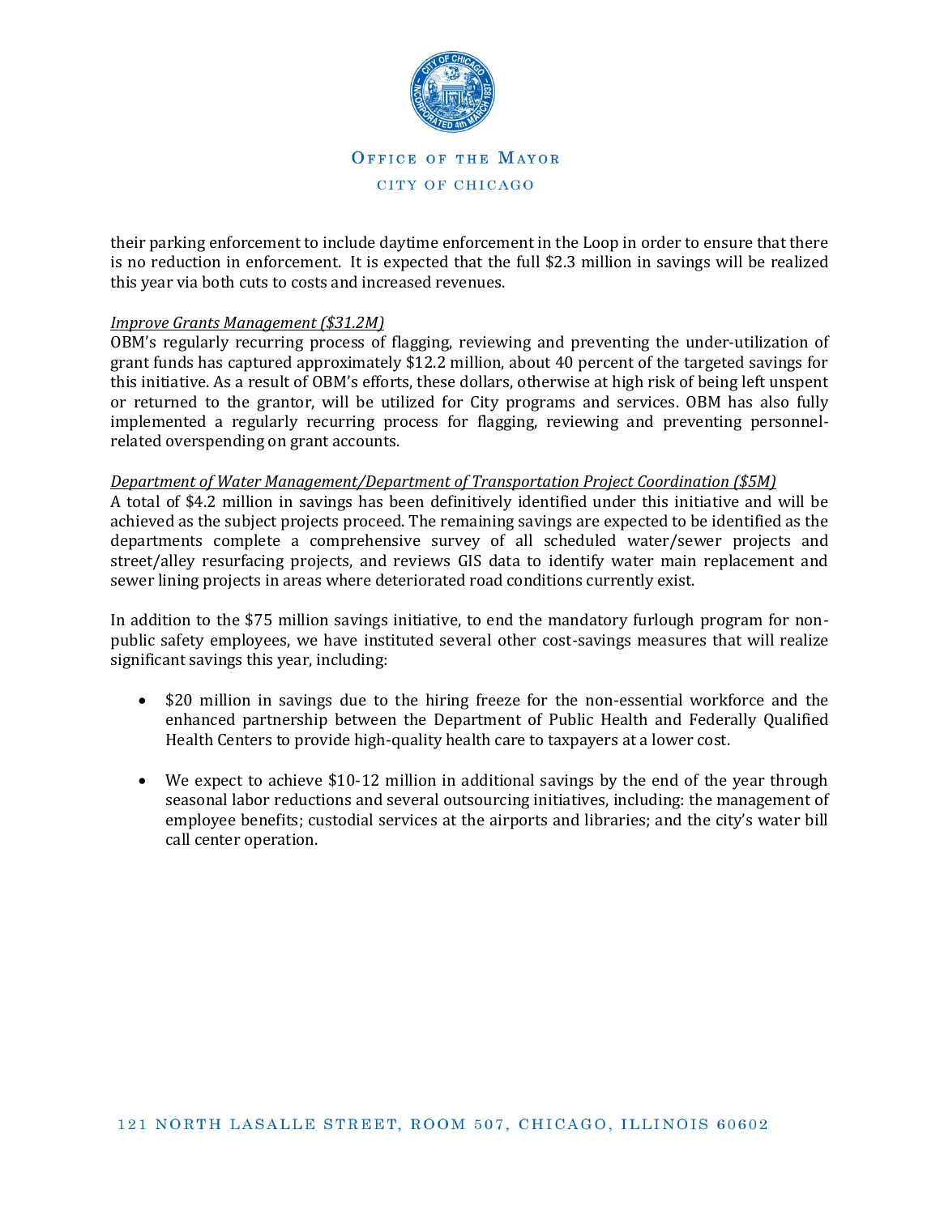their parking enforcement to include daytime enforcement in the Loop in order to ensure that there is no reduction in enforcement. It is expected that the full $2.3 million in savings will be realized this year via both cuts to costs and increased revenues.

*Improve Grants Management ($31.2M)*
OBM's regularly recurring process of flagging, reviewing and preventing the under-utilization of grant funds has captured approximately $12.2 million, about 40 percent of the targeted savings for this initiative. As a result of OBM's efforts, these dollars, otherwise at high risk of being left unspent or returned to the grantor, will be utilized for City programs and services. OBM has also fully implemented a regularly recurring process for flagging, reviewing and preventing personnel-related overspending on grant accounts.

*Department of Water Management/Department of Transportation Project Coordination ($5M)*
A total of $4.2 million in savings has been definitively identified under this initiative and will be achieved as the subject projects proceed. The remaining savings are expected to be identified as the departments complete a comprehensive survey of all scheduled water/sewer projects and street/alley resurfacing projects, and reviews GIS data to identify water main replacement and sewer lining projects in areas where deteriorated road conditions currently exist.

In addition to the $75 million savings initiative, to end the mandatory furlough program for non-public safety employees, we have instituted several other cost-savings measures that will realize significant savings this year, including:

- $20 million in savings due to the hiring freeze for the non-essential workforce and the enhanced partnership between the Department of Public Health and Federally Qualified Health Centers to provide high-quality health care to taxpayers at a lower cost.

- We expect to achieve $10-12 million in additional savings by the end of the year through seasonal labor reductions and several outsourcing initiatives, including: the management of employee benefits; custodial services at the airports and libraries; and the city's water bill call center operation.